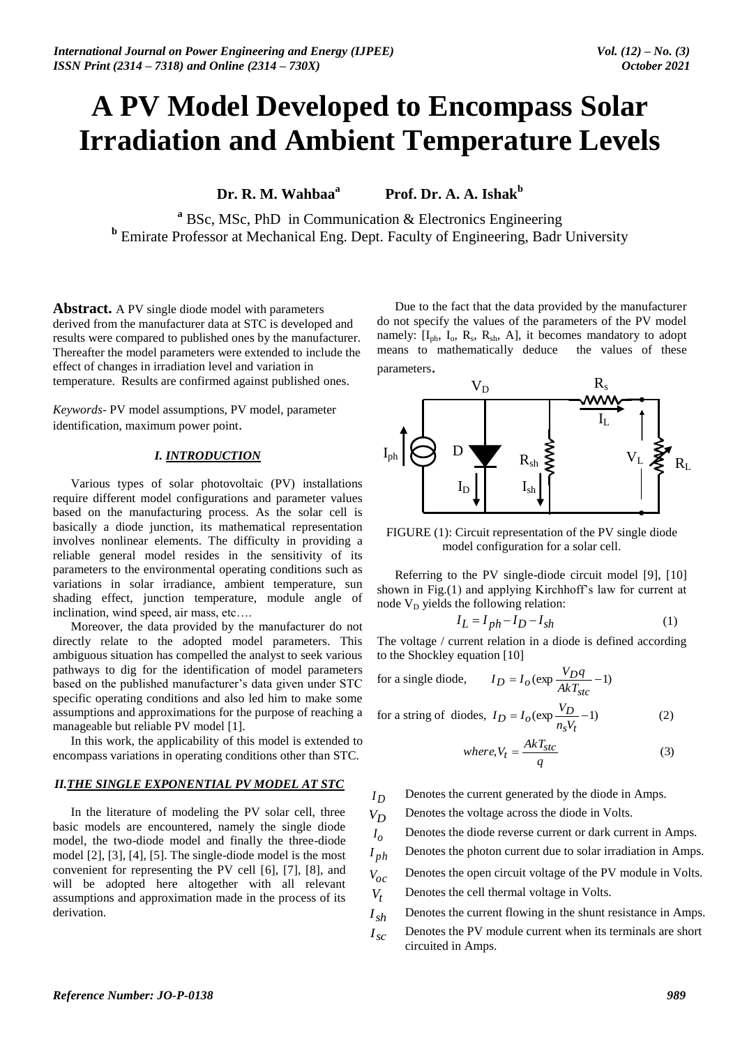# A PV Model Developed to Encompass Solar Irradiation and Ambient Temperature Levels

**Dr. R. M. Wahbaa[a]** **Prof. Dr. A. A. Ishak[b]**

[a] BSc, MSc, PhD in Communication & Electronics Engineering
[b] Emirate Professor at Mechanical Eng. Dept. Faculty of Engineering, Badr University

**Abstract.** A PV single diode model with parameters derived from the manufacturer data at STC is developed and results were compared to published ones by the manufacturer. Thereafter the model parameters were extended to include the effect of changes in irradiation level and variation in temperature. Results are confirmed against published ones.

*Keywords-* PV model assumptions, PV model, parameter identification, maximum power point.

## I. INTRODUCTION

Various types of solar photovoltaic (PV) installations require different model configurations and parameter values based on the manufacturing process. As the solar cell is basically a diode junction, its mathematical representation involves nonlinear elements. The difficulty in providing a reliable general model resides in the sensitivity of its parameters to the environmental operating conditions such as variations in solar irradiance, ambient temperature, sun shading effect, junction temperature, module angle of inclination, wind speed, air mass, etc….

Moreover, the data provided by the manufacturer do not directly relate to the adopted model parameters. This ambiguous situation has compelled the analyst to seek various pathways to dig for the identification of model parameters based on the published manufacturer's data given under STC specific operating conditions and also led him to make some assumptions and approximations for the purpose of reaching a manageable but reliable PV model [1].

In this work, the applicability of this model is extended to encompass variations in operating conditions other than STC.

## II. THE SINGLE EXPONENTIAL PV MODEL AT STC

In the literature of modeling the PV solar cell, three basic models are encountered, namely the single diode model, the two-diode model and finally the three-diode model [2], [3], [4], [5]. The single-diode model is the most convenient for representing the PV cell [6], [7], [8], and will be adopted here altogether with all relevant assumptions and approximation made in the process of its derivation.

Due to the fact that the data provided by the manufacturer do not specify the values of the parameters of the PV model namely: [$I_{ph}$, $I_o$, $R_s$, $R_{sh}$, A], it becomes mandatory to adopt means to mathematically deduce the values of these parameters.

FIGURE (1): Circuit representation of the PV single diode model configuration for a solar cell.

Referring to the PV single-diode circuit model [9], [10] shown in Fig.(1) and applying Kirchhoff's law for current at node $V_D$ yields the following relation:

$$I_L = I_{ph} - I_D - I_{sh} \tag{1}$$

The voltage / current relation in a diode is defined according to the Shockley equation [10]

for a single diode, $I_D = I_o(\exp\frac{V_D q}{AkT_{stc}} - 1)$

for a string of diodes, $$I_D = I_o(\exp\frac{V_D}{n_s V_t} - 1) \tag{2}$$

$$where, V_t = \frac{AkT_{stc}}{q} \tag{3}$$

- $I_D$ Denotes the current generated by the diode in Amps.
- $V_D$ Denotes the voltage across the diode in Volts.
- $I_o$ Denotes the diode reverse current or dark current in Amps.
- $I_{ph}$ Denotes the photon current due to solar irradiation in Amps.
- $V_{oc}$ Denotes the open circuit voltage of the PV module in Volts.
- $V_t$ Denotes the cell thermal voltage in Volts.
- $I_{sh}$ Denotes the current flowing in the shunt resistance in Amps.
- $I_{sc}$ Denotes the PV module current when its terminals are short circuited in Amps.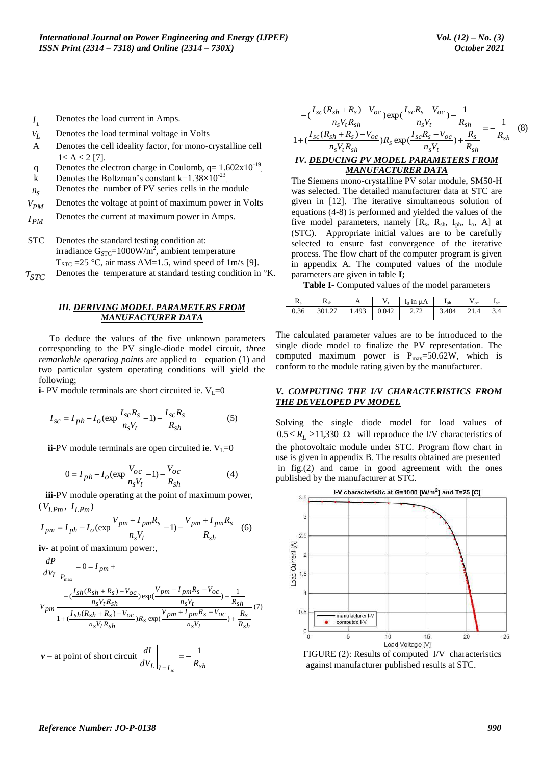$I_L$ Denotes the load current in Amps.

$V_L$ Denotes the load terminal voltage in Volts

A Denotes the cell ideality factor, for mono-crystalline cell $1 \leq A \leq 2$ [7].

q Denotes the electron charge in Coulomb, $q = 1.602 \times 10^{-19}$.

k Denotes the Boltzman's constant $k = 1.38 \times 10^{-23}$.

$n_s$ Denotes the number of PV series cells in the module

$V_{PM}$ Denotes the voltage at point of maximum power in Volts

$I_{PM}$ Denotes the current at maximum power in Amps.

STC Denotes the standard testing condition at: irradiance $G_{STC}$=1000W/m$^2$, ambient temperature $T_{STC}$ =25 °C, air mass AM=1.5, wind speed of 1m/s [9].

$T_{STC}$ Denotes the temperature at standard testing condition in °K.

## III. DERIVING MODEL PARAMETERS FROM MANUFACTURER DATA

To deduce the values of the five unknown parameters corresponding to the PV single-diode model circuit, t*hree remarkable operating points* are applied to equation (1) and two particular system operating conditions will yield the following;

**i-** PV module terminals are short circuited ie. $V_L$=0

$$I_{sc} = I_{ph} - I_o(\exp\frac{I_{sc}R_s}{n_s V_t} - 1) - \frac{I_{sc}R_s}{R_{sh}} \quad (5)$$

**ii-**PV module terminals are open circuited ie. $V_L$=0

$$0 = I_{ph} - I_o(\exp\frac{V_{oc}}{n_s V_t} - 1) - \frac{V_{oc}}{R_{sh}} \quad (4)$$

**iii-**PV module operating at the point of maximum power, $(V_{LPm},\ I_{LPm})$

$$I_{pm} = I_{ph} - I_o(\exp\frac{V_{pm} + I_{pm}R_s}{n_s V_t} - 1) - \frac{V_{pm} + I_{pm}R_s}{R_{sh}} \quad (6)$$

**iv-** at point of maximum power:,

$$\left.\frac{dP}{dV_L}\right|_{P_{max}} = 0 = I_{pm} + V_{pm}\frac{-(\frac{I_{sh}(R_{sh}+R_s)-V_{oc}}{n_s V_t R_{sh}})\exp(\frac{V_{pm}+I_{pm}R_s-V_{oc}}{n_s V_t}) - \frac{1}{R_{sh}}}{1+(\frac{I_{sh}(R_{sh}+R_s)-V_{oc}}{n_s V_t R_{sh}})R_s\exp(\frac{V_{pm}+I_{pm}R_s-V_{oc}}{n_s V_t}) + \frac{R_s}{R_{sh}}} \quad (7)$$

***v –*** at point of short circuit $\left.\frac{dI}{dV_L}\right|_{I=I_{sc}} = -\frac{1}{R_{sh}}$

$$\frac{-(\frac{I_{sc}(R_{sh}+R_s)-V_{oc}}{n_s V_t R_{sh}})\exp(\frac{I_{sc}R_s-V_{oc}}{n_s V_t}) - \frac{1}{R_{sh}}}{1+(\frac{I_{sc}(R_{sh}+R_s)-V_{oc}}{n_s V_t R_{sh}})R_s\exp(\frac{I_{sc}R_s-V_{oc}}{n_s V_t}) + \frac{R_s}{R_{sh}}} = -\frac{1}{R_{sh}} \quad (8)$$

## IV. DEDUCING PV MODEL PARAMETERS FROM MANUFACTURER DATA

The Siemens mono-crystalline PV solar module, SM50-H was selected. The detailed manufacturer data at STC are given in [12]. The iterative simultaneous solution of equations (4-8) is performed and yielded the values of the five model parameters, namely [$R_s$, $R_{sh}$, $I_{ph}$, $I_o$, A] at (STC). Appropriate initial values are to be carefully selected to ensure fast convergence of the iterative process. The flow chart of the computer program is given in appendix A. The computed values of the module parameters are given in table **I;**

**Table I**- Computed values of the model parameters

| $R_s$ | $R_{sh}$ | A | $V_t$ | $I_0$ in μA | $I_{ph}$ | $V_{oc}$ | $I_{sc}$ |
|---|---|---|---|---|---|---|---|
| 0.36 | 301.27 | 1.493 | 0.042 | 2.72 | 3.404 | 21.4 | 3.4 |

The calculated parameter values are to be introduced to the single diode model to finalize the PV representation. The computed maximum power is $P_{max}$=50.62W, which is conform to the module rating given by the manufacturer.

## V. COMPUTING THE I/V CHARACTERISTICS FROM THE DEVELOPED PV MODEL

Solving the single diode model for load values of $0.5 \leq R_L \geq 11{,}330\ \Omega$ will reproduce the I/V characteristics of the photovoltaic module under STC. Program flow chart in use is given in appendix B. The results obtained are presented in fig.(2) and came in good agreement with the ones published by the manufacturer at STC.

FIGURE (2): Results of computed I/V characteristics against manufacturer published results at STC.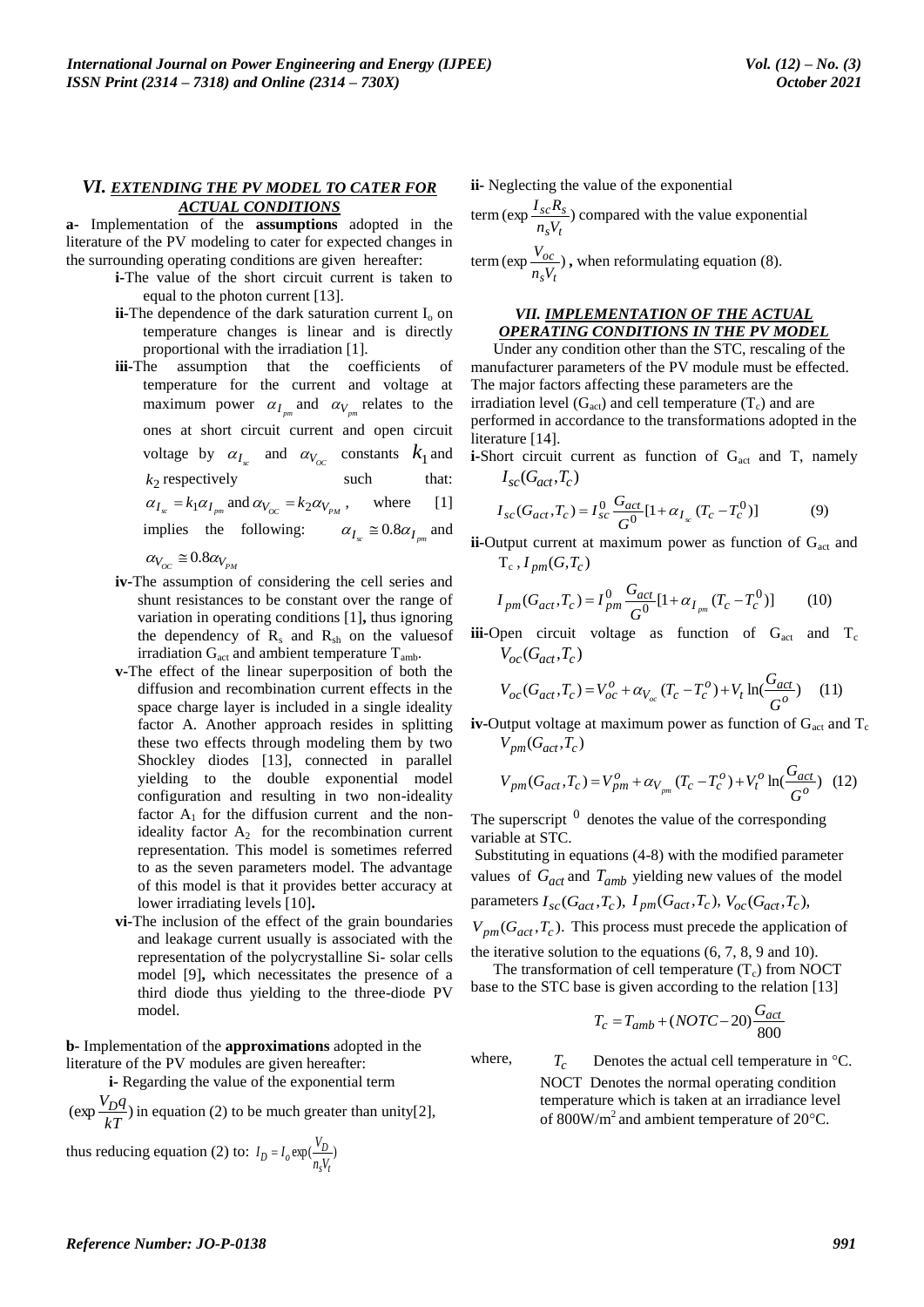## VI. EXTENDING THE PV MODEL TO CATER FOR ACTUAL CONDITIONS

**a-** Implementation of the **assumptions** adopted in the literature of the PV modeling to cater for expected changes in the surrounding operating conditions are given hereafter:

**i-**The value of the short circuit current is taken to equal to the photon current [13].

**ii-**The dependence of the dark saturation current $I_o$ on temperature changes is linear and is directly proportional with the irradiation [1].

**iii-**The assumption that the coefficients of temperature for the current and voltage at maximum power $\alpha_{I_{pm}}$ and $\alpha_{V_{pm}}$ relates to the ones at short circuit current and open circuit voltage by $\alpha_{I_{sc}}$ and $\alpha_{V_{OC}}$ constants $k_1$ and $k_2$ respectively such that: $\alpha_{I_{sc}} = k_1 \alpha_{I_{pm}}$ and $\alpha_{V_{OC}} = k_2 \alpha_{V_{PM}}$, where [1] implies the following: $\alpha_{I_{sc}} \cong 0.8 \alpha_{I_{pm}}$ and $\alpha_{V_{OC}} \cong 0.8 \alpha_{V_{PM}}$

**iv-**The assumption of considering the cell series and shunt resistances to be constant over the range of variation in operating conditions [1]**,** thus ignoring the dependency of $R_s$ and $R_{sh}$ on the valuesof irradiation $G_{act}$ and ambient temperature $T_{amb}$.

**v-**The effect of the linear superposition of both the diffusion and recombination current effects in the space charge layer is included in a single ideality factor A. Another approach resides in splitting these two effects through modeling them by two Shockley diodes [13], connected in parallel yielding to the double exponential model configuration and resulting in two non-ideality factor $A_1$ for the diffusion current and the non-ideality factor $A_2$ for the recombination current representation. This model is sometimes referred to as the seven parameters model. The advantage of this model is that it provides better accuracy at lower irradiating levels [10]**.**

**vi-**The inclusion of the effect of the grain boundaries and leakage current usually is associated with the representation of the polycrystalline Si- solar cells model [9]**,** which necessitates the presence of a third diode thus yielding to the three-diode PV model.

**b-** Implementation of the **approximations** adopted in the literature of the PV modules are given hereafter:

**i-** Regarding the value of the exponential term $(\exp \frac{V_D q}{kT})$ in equation (2) to be much greater than unity[2], thus reducing equation (2) to: $I_D = I_o \exp(\frac{V_D}{n_s V_t})$

**ii-** Neglecting the value of the exponential term $(\exp \frac{I_{sc} R_s}{n_s V_t})$ compared with the value exponential term $(\exp \frac{V_{oc}}{n_s V_t})$**,** when reformulating equation (8).

## VII. IMPLEMENTATION OF THE ACTUAL OPERATING CONDITIONS IN THE PV MODEL

Under any condition other than the STC, rescaling of the manufacturer parameters of the PV module must be effected. The major factors affecting these parameters are the irradiation level ($G_{act}$) and cell temperature ($T_c$) and are performed in accordance to the transformations adopted in the literature [14].

**i-**Short circuit current as function of $G_{act}$ and T, namely $I_{sc}(G_{act}, T_c)$

$$I_{sc}(G_{act}, T_c) = I_{sc}^0 \frac{G_{act}}{G^0}[1 + \alpha_{I_{sc}}(T_c - T_c^0)] \quad (9)$$

**ii-**Output current at maximum power as function of $G_{act}$ and $T_c$ , $I_{pm}(G, T_c)$

$$I_{pm}(G_{act}, T_c) = I_{pm}^0 \frac{G_{act}}{G^0}[1 + \alpha_{I_{pm}}(T_c - T_c^0)] \quad (10)$$

**iii-**Open circuit voltage as function of $G_{act}$ and $T_c$ $V_{oc}(G_{act}, T_c)$

$$V_{oc}(G_{act}, T_c) = V_{oc}^o + \alpha_{V_{oc}}(T_c - T_c^o) + V_t \ln(\frac{G_{act}}{G^o}) \quad (11)$$

**iv-**Output voltage at maximum power as function of $G_{act}$ and $T_c$ $V_{pm}(G_{act}, T_c)$

$$V_{pm}(G_{act}, T_c) = V_{pm}^o + \alpha_{V_{pm}}(T_c - T_c^o) + V_t^o \ln(\frac{G_{act}}{G^o}) \quad (12)$$

The superscript $^0$ denotes the value of the corresponding variable at STC.

Substituting in equations (4-8) with the modified parameter values of $G_{act}$ and $T_{amb}$ yielding new values of the model parameters $I_{sc}(G_{act}, T_c)$, $I_{pm}(G_{act}, T_c)$, $V_{oc}(G_{act}, T_c)$, $V_{pm}(G_{act}, T_c)$. This process must precede the application of the iterative solution to the equations (6, 7, 8, 9 and 10).

The transformation of cell temperature ($T_c$) from NOCT base to the STC base is given according to the relation [13]

$$T_c = T_{amb} + (NOTC - 20)\frac{G_{act}}{800}$$

where, $T_c$ Denotes the actual cell temperature in °C.

NOCT Denotes the normal operating condition temperature which is taken at an irradiance level of $800W/m^2$ and ambient temperature of 20°C.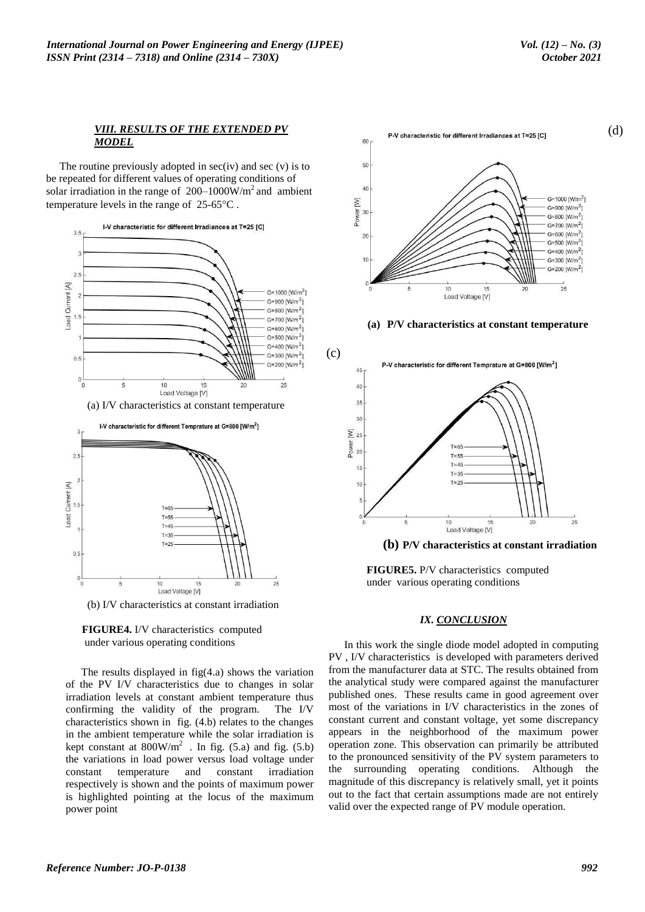## *VIII. RESULTS OF THE EXTENDED PV MODEL*

The routine previously adopted in sec(iv) and sec (v) is to be repeated for different values of operating conditions of solar irradiation in the range of 200–1000W/m$^2$ and ambient temperature levels in the range of 25-65°C .

(a) I/V characteristics at constant temperature

(b) I/V characteristics at constant irradiation

**FIGURE4.** I/V characteristics computed under various operating conditions

The results displayed in fig(4.a) shows the variation of the PV I/V characteristics due to changes in solar irradiation levels at constant ambient temperature thus confirming the validity of the program. The I/V characteristics shown in fig. (4.b) relates to the changes in the ambient temperature while the solar irradiation is kept constant at 800W/m$^2$ . In fig. (5.a) and fig. (5.b) the variations in load power versus load voltage under constant temperature and constant irradiation respectively is shown and the points of maximum power is highlighted pointing at the locus of the maximum power point

**(a) P/V characteristics at constant temperature**

**(b) P/V characteristics at constant irradiation**

**FIGURE5.** P/V characteristics computed under various operating conditions

## *IX. CONCLUSION*

In this work the single diode model adopted in computing PV , I/V characteristics is developed with parameters derived from the manufacturer data at STC. The results obtained from the analytical study were compared against the manufacturer published ones. These results came in good agreement over most of the variations in I/V characteristics in the zones of constant current and constant voltage, yet some discrepancy appears in the neighborhood of the maximum power operation zone. This observation can primarily be attributed to the pronounced sensitivity of the PV system parameters to the surrounding operating conditions. Although the magnitude of this discrepancy is relatively small, yet it points out to the fact that certain assumptions made are not entirely valid over the expected range of PV module operation.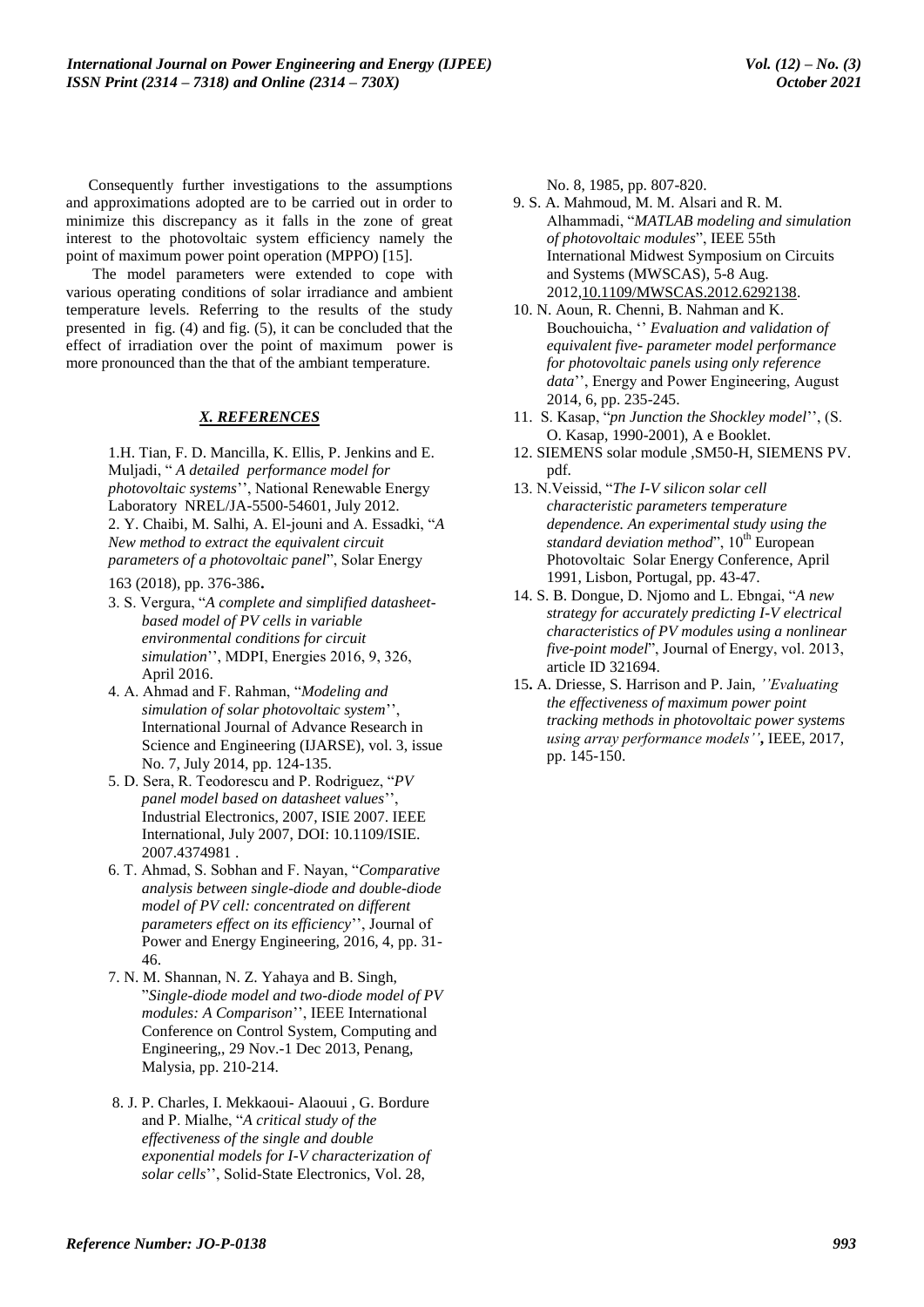Consequently further investigations to the assumptions and approximations adopted are to be carried out in order to minimize this discrepancy as it falls in the zone of great interest to the photovoltaic system efficiency namely the point of maximum power point operation (MPPO) [15].

The model parameters were extended to cope with various operating conditions of solar irradiance and ambient temperature levels. Referring to the results of the study presented in fig. (4) and fig. (5), it can be concluded that the effect of irradiation over the point of maximum power is more pronounced than the that of the ambiant temperature.

## *X. REFERENCES*

1. H. Tian, F. D. Mancilla, K. Ellis, P. Jenkins and E. Muljadi, " *A detailed performance model for photovoltaic systems*'', National Renewable Energy Laboratory NREL/JA-5500-54601, July 2012.
2. Y. Chaibi, M. Salhi, A. El-jouni and A. Essadki, "*A New method to extract the equivalent circuit parameters of a photovoltaic panel*", Solar Energy 163 (2018), pp. 376-386.
3. S. Vergura, "*A complete and simplified datasheet-based model of PV cells in variable environmental conditions for circuit simulation*'', MDPI, Energies 2016, 9, 326, April 2016.
4. A. Ahmad and F. Rahman, "*Modeling and simulation of solar photovoltaic system*'', International Journal of Advance Research in Science and Engineering (IJARSE), vol. 3, issue No. 7, July 2014, pp. 124-135.
5. D. Sera, R. Teodorescu and P. Rodriguez, "*PV panel model based on datasheet values*'', Industrial Electronics, 2007, ISIE 2007. IEEE International, July 2007, DOI: 10.1109/ISIE. 2007.4374981 .
6. T. Ahmad, S. Sobhan and F. Nayan, "*Comparative analysis between single-diode and double-diode model of PV cell: concentrated on different parameters effect on its efficiency*'', Journal of Power and Energy Engineering, 2016, 4, pp. 31-46.
7. N. M. Shannan, N. Z. Yahaya and B. Singh, "*Single-diode model and two-diode model of PV modules: A Comparison*'', IEEE International Conference on Control System, Computing and Engineering,, 29 Nov.-1 Dec 2013, Penang, Malysia, pp. 210-214.
8. J. P. Charles, I. Mekkaoui- Alaouui , G. Bordure and P. Mialhe, "*A critical study of the effectiveness of the single and double exponential models for I-V characterization of solar cells*'', Solid-State Electronics, Vol. 28, No. 8, 1985, pp. 807-820.
9. S. A. Mahmoud, M. M. Alsari and R. M. Alhammadi, "*MATLAB modeling and simulation of photovoltaic modules*", IEEE 55th International Midwest Symposium on Circuits and Systems (MWSCAS), 5-8 Aug. 2012,10.1109/MWSCAS.2012.6292138.
10. N. Aoun, R. Chenni, B. Nahman and K. Bouchouicha, '' *Evaluation and validation of equivalent five- parameter model performance for photovoltaic panels using only reference data*'', Energy and Power Engineering, August 2014, 6, pp. 235-245.
11. S. Kasap, "*pn Junction the Shockley model*'', (S. O. Kasap, 1990-2001), A e Booklet.
12. SIEMENS solar module ,SM50-H, SIEMENS PV. pdf.
13. N.Veissid, "*The I-V silicon solar cell characteristic parameters temperature dependence. An experimental study using the standard deviation method*", 10th European Photovoltaic Solar Energy Conference, April 1991, Lisbon, Portugal, pp. 43-47.
14. S. B. Dongue, D. Njomo and L. Ebngai, "*A new strategy for accurately predicting I-V electrical characteristics of PV modules using a nonlinear five-point model*", Journal of Energy, vol. 2013, article ID 321694.
15. A. Driesse, S. Harrison and P. Jain, *''Evaluating the effectiveness of maximum power point tracking methods in photovoltaic power systems using array performance models''*, IEEE, 2017, pp. 145-150.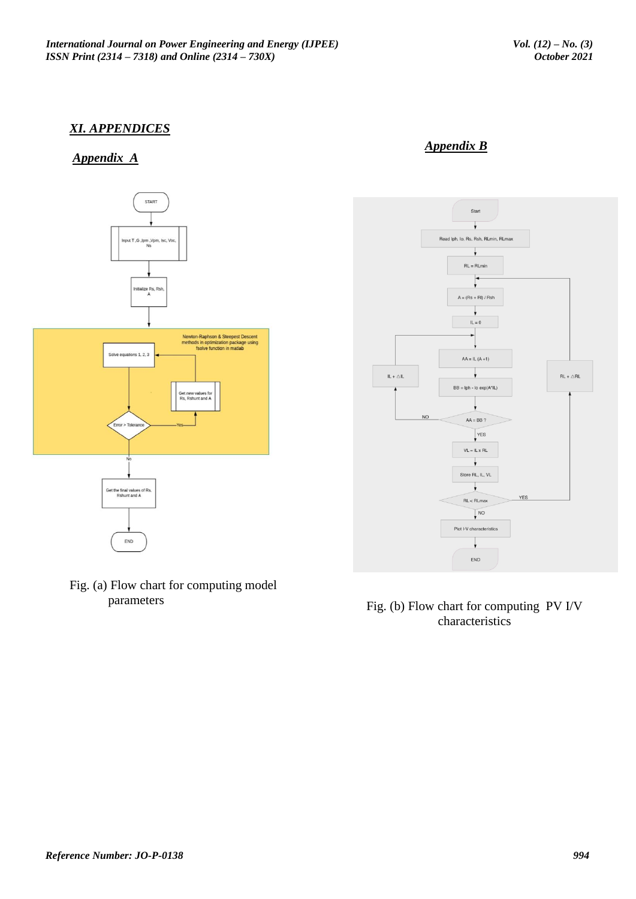## *XI. APPENDICES*

### *Appendix A*

START

Input T ,G ,Ipm ,Vpm, Isc, Voc, Ns

Initialize Rs, Rsh, A

Newton-Raphson & Steepest Descent methods in optimization package using fsolve function in matlab

Solve equations 1, 2, 3

Get new values for Rs, Rshunt and A

Error > Tolerance

Yes

No

Get the final values of Rs, Rshunt and A

END

Fig. (a) Flow chart for computing model parameters

### *Appendix B*

Start

Read Iph, Io, Rs, Rsh, RLmin, RLmax

RL = RLmin

A = (Rs + Rl) / Rsh

IL = 0

AA = IL (A +1)

BB = Iph - Io exp(A*IL)

IL + △IL

RL + △RL

AA = BB ?

NO

YES

VL = IL x RL

Store RL, IL, VL

RL < RLmax

YES

NO

Plot I-V characteristics

END

Fig. (b) Flow chart for computing PV I/V characteristics